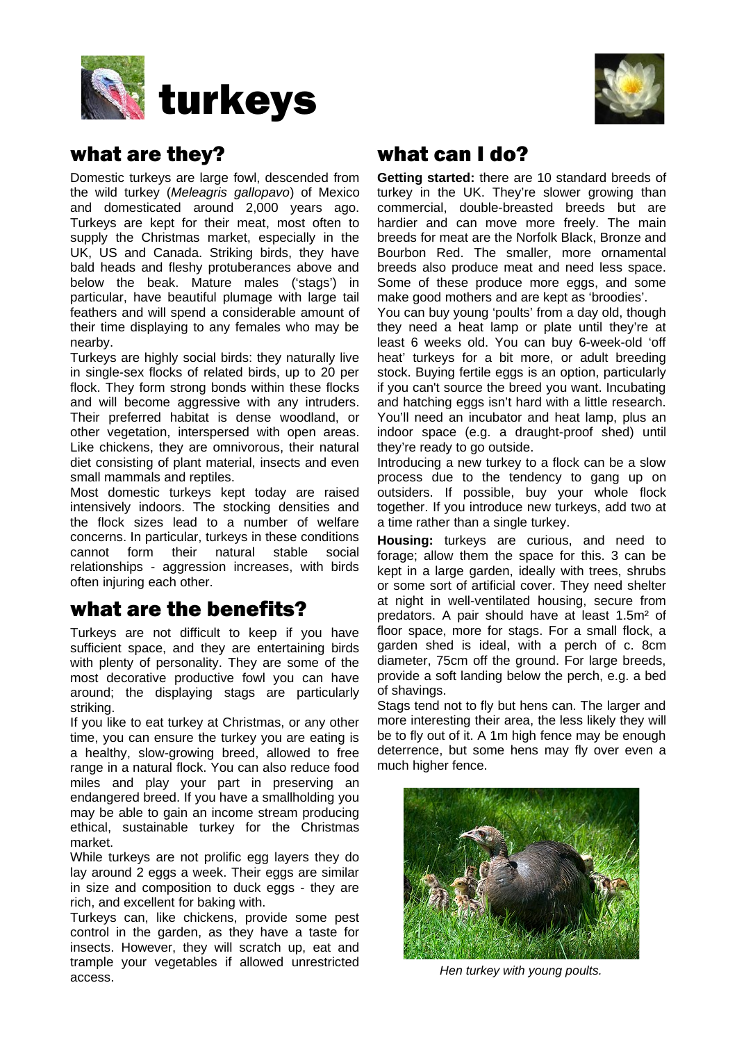# turkeys

## what are they?

Domestic turkeys are large fowl, descended from the wild turkey (*Meleagris gallopavo*) of Mexico and domesticated around 2,000 years ago. Turkeys are kept for their meat, most often to supply the Christmas market, especially in the UK, US and Canada. Striking birds, they have bald heads and fleshy protuberances above and below the beak. Mature males ('stags') in particular, have beautiful plumage with large tail feathers and will spend a considerable amount of their time displaying to any females who may be nearby.

Turkeys are highly social birds: they naturally live in single-sex flocks of related birds, up to 20 per flock. They form strong bonds within these flocks and will become aggressive with any intruders. Their preferred habitat is dense woodland, or other vegetation, interspersed with open areas. Like chickens, they are omnivorous, their natural diet consisting of plant material, insects and even small mammals and reptiles.

Most domestic turkeys kept today are raised intensively indoors. The stocking densities and the flock sizes lead to a number of welfare concerns. In particular, turkeys in these conditions cannot form their natural stable social relationships - aggression increases, with birds often injuring each other.

## what are the benefits?

Turkeys are not difficult to keep if you have sufficient space, and they are entertaining birds with plenty of personality. They are some of the most decorative productive fowl you can have around; the displaying stags are particularly striking.

If you like to eat turkey at Christmas, or any other time, you can ensure the turkey you are eating is a healthy, slow-growing breed, allowed to free range in a natural flock. You can also reduce food miles and play your part in preserving an endangered breed. If you have a smallholding you may be able to gain an income stream producing ethical, sustainable turkey for the Christmas market.

While turkeys are not prolific egg layers they do lay around 2 eggs a week. Their eggs are similar in size and composition to duck eggs - they are rich, and excellent for baking with.

Turkeys can, like chickens, provide some pest control in the garden, as they have a taste for insects. However, they will scratch up, eat and trample your vegetables if allowed unrestricted access.

## what can I do?

**Getting started:** there are 10 standard breeds of turkey in the UK. They're slower growing than commercial, double-breasted breeds but are hardier and can move more freely. The main breeds for meat are the Norfolk Black, Bronze and Bourbon Red. The smaller, more ornamental breeds also produce meat and need less space. Some of these produce more eggs, and some make good mothers and are kept as 'broodies'.

You can buy young 'poults' from a day old, though they need a heat lamp or plate until they're at least 6 weeks old. You can buy 6-week-old 'off heat' turkeys for a bit more, or adult breeding stock. Buying fertile eggs is an option, particularly if you can't source the breed you want. Incubating and hatching eggs isn't hard with a little research. You'll need an incubator and heat lamp, plus an indoor space (e.g. a draught-proof shed) until they're ready to go outside.

Introducing a new turkey to a flock can be a slow process due to the tendency to gang up on outsiders. If possible, buy your whole flock together. If you introduce new turkeys, add two at a time rather than a single turkey.

**Housing:** turkeys are curious, and need to forage; allow them the space for this. 3 can be kept in a large garden, ideally with trees, shrubs or some sort of artificial cover. They need shelter at night in well-ventilated housing, secure from predators. A pair should have at least 1.5m² of floor space, more for stags. For a small flock, a garden shed is ideal, with a perch of c. 8cm diameter, 75cm off the ground. For large breeds, provide a soft landing below the perch, e.g. a bed of shavings.

Stags tend not to fly but hens can. The larger and more interesting their area, the less likely they will be to fly out of it. A 1m high fence may be enough deterrence, but some hens may fly over even a much higher fence.

*Hen turkey with young poults.*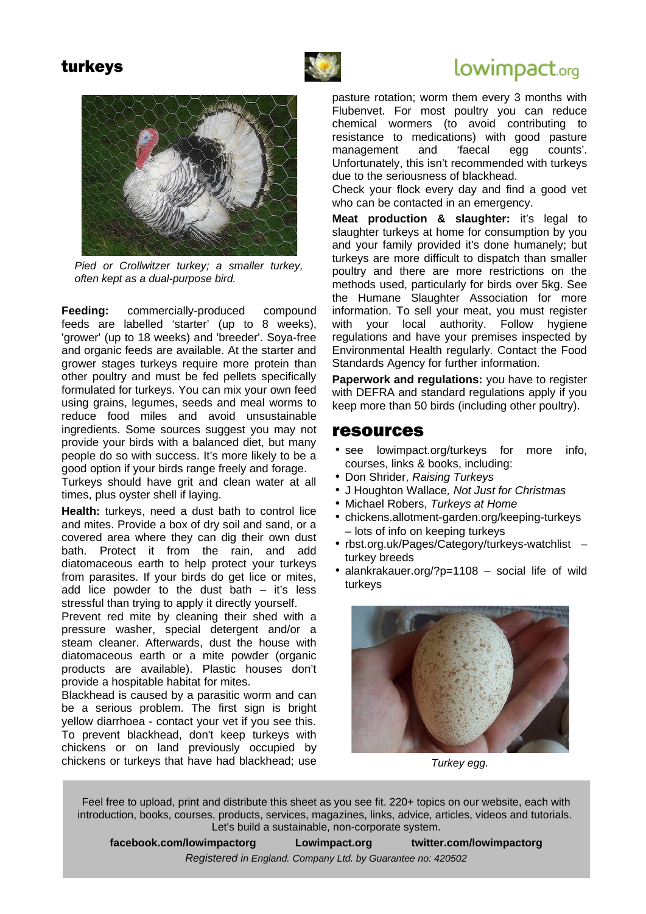## turkeys

Pied or Crollwitzer turkey; a smaller turkey, often kept as a dual-purpose bird.

**Feeding:** commercially-produced compound feeds are labelled 'starter' (up to 8 weeks), 'grower' (up to 18 weeks) and 'breeder'. Soya-free and organic feeds are available. At the starter and grower stages turkeys require more protein than other poultry and must be fed pellets specifically formulated for turkeys. You can mix your own feed using grains, legumes, seeds and meal worms to reduce food miles and avoid unsustainable ingredients. Some sources suggest you may not provide your birds with a balanced diet, but many people do so with success. It's more likely to be a good option if your birds range freely and forage.
Turkeys should have grit and clean water at all times, plus oyster shell if laying.

**Health:** turkeys, need a dust bath to control lice and mites. Provide a box of dry soil and sand, or a covered area where they can dig their own dust bath. Protect it from the rain, and add diatomaceous earth to help protect your turkeys from parasites. If your birds do get lice or mites, add lice powder to the dust bath – it's less stressful than trying to apply it directly yourself.
Prevent red mite by cleaning their shed with a pressure washer, special detergent and/or a steam cleaner. Afterwards, dust the house with diatomaceous earth or a mite powder (organic products are available). Plastic houses don't provide a hospitable habitat for mites.
Blackhead is caused by a parasitic worm and can be a serious problem. The first sign is bright yellow diarrhoea - contact your vet if you see this. To prevent blackhead, don't keep turkeys with chickens or on land previously occupied by chickens or turkeys that have had blackhead; use pasture rotation; worm them every 3 months with Flubenvet. For most poultry you can reduce chemical wormers (to avoid contributing to resistance to medications) with good pasture management and 'faecal egg counts'. Unfortunately, this isn't recommended with turkeys due to the seriousness of blackhead.
Check your flock every day and find a good vet who can be contacted in an emergency.

**Meat production & slaughter:** it's legal to slaughter turkeys at home for consumption by you and your family provided it's done humanely; but turkeys are more difficult to dispatch than smaller poultry and there are more restrictions on the methods used, particularly for birds over 5kg. See the Humane Slaughter Association for more information. To sell your meat, you must register with your local authority. Follow hygiene regulations and have your premises inspected by Environmental Health regularly. Contact the Food Standards Agency for further information.

**Paperwork and regulations:** you have to register with DEFRA and standard regulations apply if you keep more than 50 birds (including other poultry).

## resources

- see lowimpact.org/turkeys for more info, courses, links & books, including:
- Don Shrider, *Raising Turkeys*
- J Houghton Wallace*, Not Just for Christmas*
- Michael Robers, *Turkeys at Home*
- chickens.allotment-garden.org/keeping-turkeys – lots of info on keeping turkeys
- rbst.org.uk/Pages/Category/turkeys-watchlist – turkey breeds
- alankrakauer.org/?p=1108 – social life of wild turkeys

Turkey egg.

Feel free to upload, print and distribute this sheet as you see fit. 220+ topics on our website, each with introduction, books, courses, products, services, magazines, links, advice, articles, videos and tutorials. Let's build a sustainable, non-corporate system.

**facebook.com/lowimpactorg** **Lowimpact.org** **twitter.com/lowimpactorg**

*Registered in England. Company Ltd. by Guarantee no: 420502*